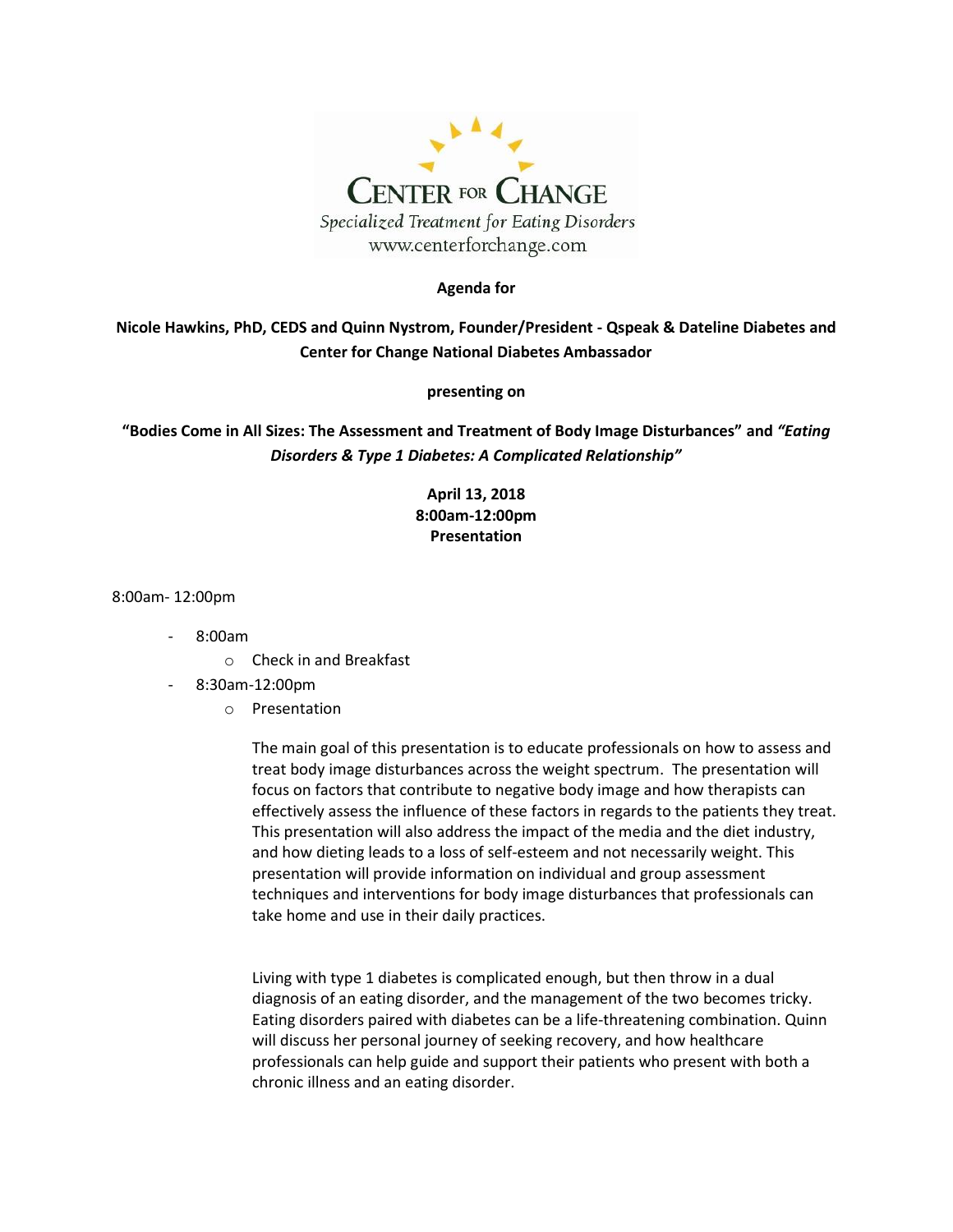**CENTER FOR CHANGE**

*Specialized Treatment for Eating Disorders*

www.centerforchange.com

**Agenda for**

**Nicole Hawkins, PhD, CEDS and Quinn Nystrom, Founder/President - Qspeak & Dateline Diabetes and Center for Change National Diabetes Ambassador**

**presenting on**

**"Bodies Come in All Sizes: The Assessment and Treatment of Body Image Disturbances" and *"Eating Disorders & Type 1 Diabetes: A Complicated Relationship"***

**April 13, 2018**
**8:00am-12:00pm**
**Presentation**

8:00am- 12:00pm

- 8:00am
    - Check in and Breakfast
- 8:30am-12:00pm
    - Presentation

      The main goal of this presentation is to educate professionals on how to assess and treat body image disturbances across the weight spectrum. The presentation will focus on factors that contribute to negative body image and how therapists can effectively assess the influence of these factors in regards to the patients they treat. This presentation will also address the impact of the media and the diet industry, and how dieting leads to a loss of self-esteem and not necessarily weight. This presentation will provide information on individual and group assessment techniques and interventions for body image disturbances that professionals can take home and use in their daily practices.

      Living with type 1 diabetes is complicated enough, but then throw in a dual diagnosis of an eating disorder, and the management of the two becomes tricky. Eating disorders paired with diabetes can be a life-threatening combination. Quinn will discuss her personal journey of seeking recovery, and how healthcare professionals can help guide and support their patients who present with both a chronic illness and an eating disorder.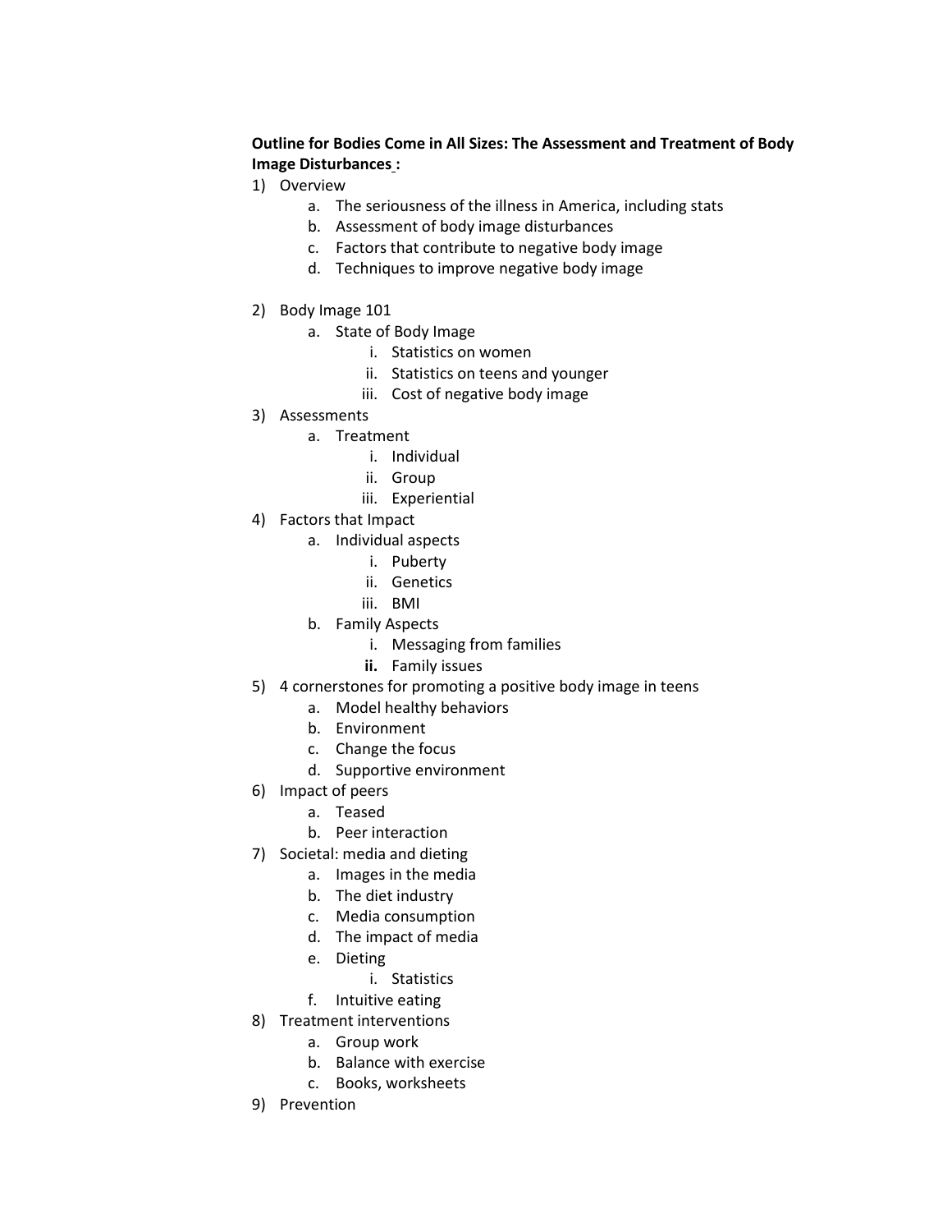**Outline for Bodies Come in All Sizes: The Assessment and Treatment of Body Image Disturbances :**

1) Overview
    a. The seriousness of the illness in America, including stats
    b. Assessment of body image disturbances
    c. Factors that contribute to negative body image
    d. Techniques to improve negative body image

2) Body Image 101
    a. State of Body Image
        i. Statistics on women
        ii. Statistics on teens and younger
        iii. Cost of negative body image
3) Assessments
    a. Treatment
        i. Individual
        ii. Group
        iii. Experiential
4) Factors that Impact
    a. Individual aspects
        i. Puberty
        ii. Genetics
        iii. BMI
    b. Family Aspects
        i. Messaging from families
        **ii.** Family issues
5) 4 cornerstones for promoting a positive body image in teens
    a. Model healthy behaviors
    b. Environment
    c. Change the focus
    d. Supportive environment
6) Impact of peers
    a. Teased
    b. Peer interaction
7) Societal: media and dieting
    a. Images in the media
    b. The diet industry
    c. Media consumption
    d. The impact of media
    e. Dieting
        i. Statistics
    f. Intuitive eating
8) Treatment interventions
    a. Group work
    b. Balance with exercise
    c. Books, worksheets
9) Prevention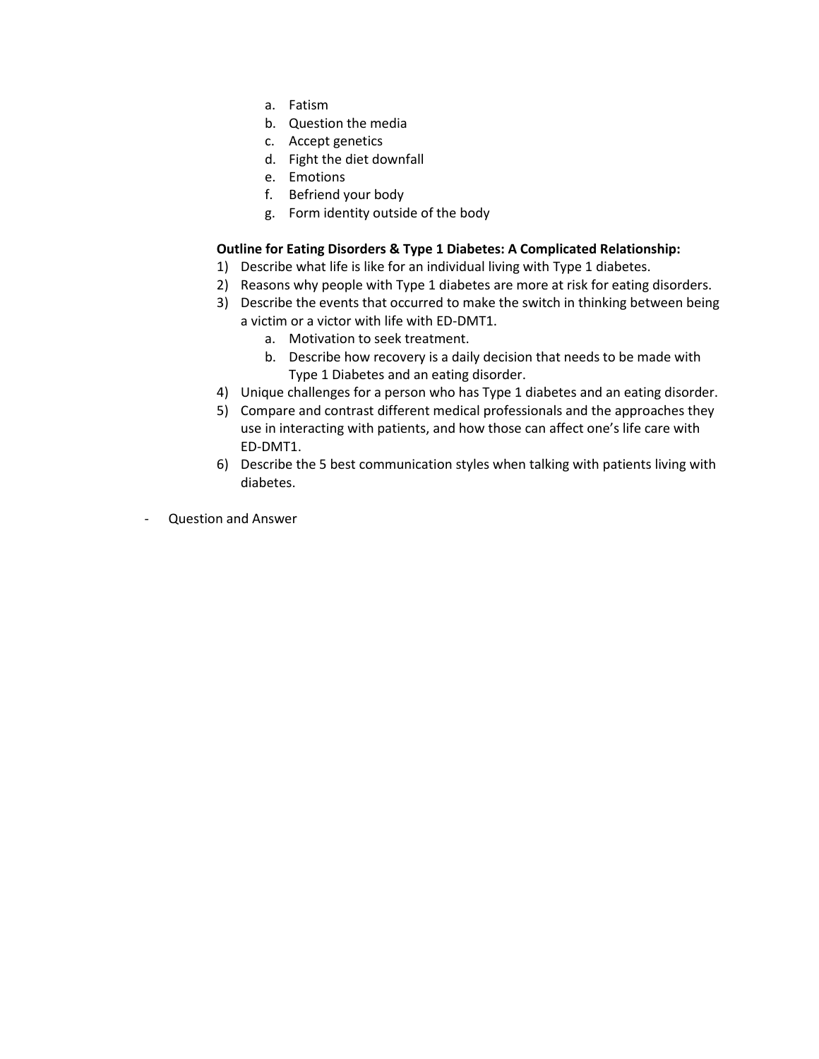a. Fatism
b. Question the media
c. Accept genetics
d. Fight the diet downfall
e. Emotions
f. Befriend your body
g. Form identity outside of the body

**Outline for Eating Disorders & Type 1 Diabetes: A Complicated Relationship:**

1) Describe what life is like for an individual living with Type 1 diabetes.
2) Reasons why people with Type 1 diabetes are more at risk for eating disorders.
3) Describe the events that occurred to make the switch in thinking between being a victim or a victor with life with ED-DMT1.
   a. Motivation to seek treatment.
   b. Describe how recovery is a daily decision that needs to be made with Type 1 Diabetes and an eating disorder.
4) Unique challenges for a person who has Type 1 diabetes and an eating disorder.
5) Compare and contrast different medical professionals and the approaches they use in interacting with patients, and how those can affect one's life care with ED-DMT1.
6) Describe the 5 best communication styles when talking with patients living with diabetes.

- Question and Answer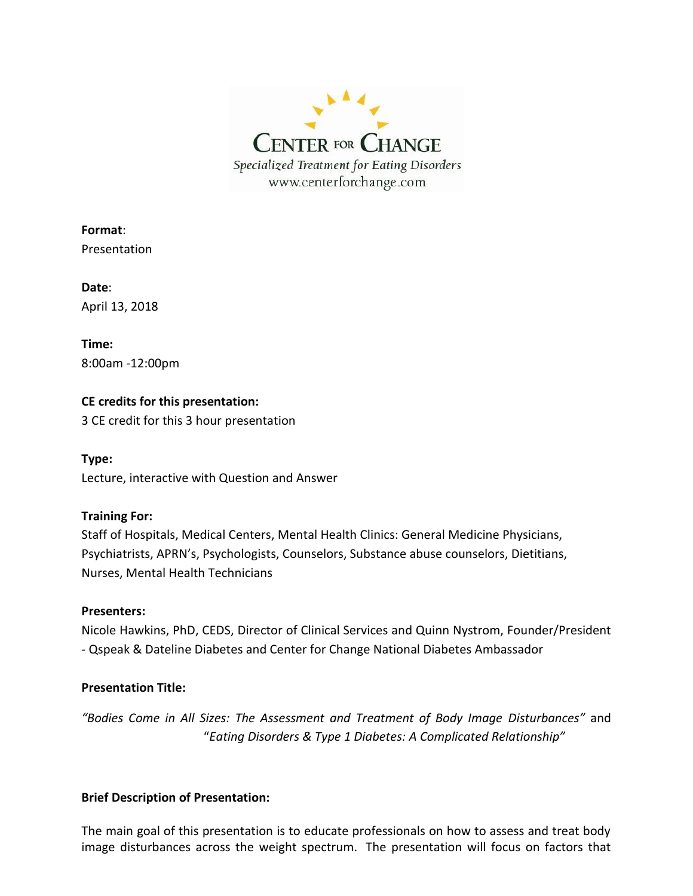**CENTER FOR CHANGE**
*Specialized Treatment for Eating Disorders*
www.centerforchange.com

**Format**:
Presentation

**Date**:
April 13, 2018

**Time:**
8:00am -12:00pm

**CE credits for this presentation:**
3 CE credit for this 3 hour presentation

**Type:**
Lecture, interactive with Question and Answer

**Training For:**
Staff of Hospitals, Medical Centers, Mental Health Clinics: General Medicine Physicians, Psychiatrists, APRN's, Psychologists, Counselors, Substance abuse counselors, Dietitians, Nurses, Mental Health Technicians

**Presenters:**
Nicole Hawkins, PhD, CEDS, Director of Clinical Services and Quinn Nystrom, Founder/President - Qspeak & Dateline Diabetes and Center for Change National Diabetes Ambassador

**Presentation Title:**

*"Bodies Come in All Sizes: The Assessment and Treatment of Body Image Disturbances"* and "*Eating Disorders & Type 1 Diabetes: A Complicated Relationship"*

**Brief Description of Presentation:**

The main goal of this presentation is to educate professionals on how to assess and treat body image disturbances across the weight spectrum. The presentation will focus on factors that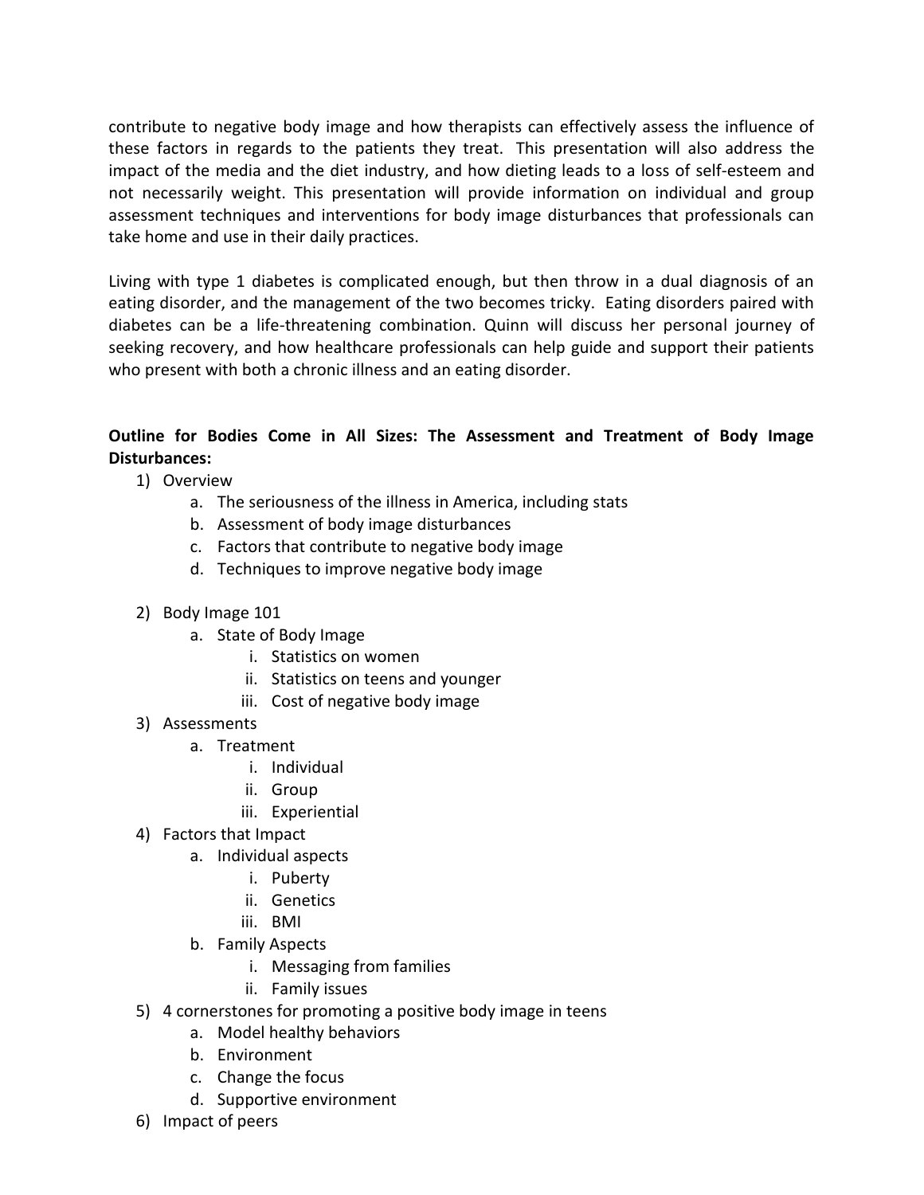contribute to negative body image and how therapists can effectively assess the influence of these factors in regards to the patients they treat. This presentation will also address the impact of the media and the diet industry, and how dieting leads to a loss of self-esteem and not necessarily weight. This presentation will provide information on individual and group assessment techniques and interventions for body image disturbances that professionals can take home and use in their daily practices.

Living with type 1 diabetes is complicated enough, but then throw in a dual diagnosis of an eating disorder, and the management of the two becomes tricky. Eating disorders paired with diabetes can be a life-threatening combination. Quinn will discuss her personal journey of seeking recovery, and how healthcare professionals can help guide and support their patients who present with both a chronic illness and an eating disorder.

**Outline for Bodies Come in All Sizes: The Assessment and Treatment of Body Image Disturbances:**

1) Overview
    a. The seriousness of the illness in America, including stats
    b. Assessment of body image disturbances
    c. Factors that contribute to negative body image
    d. Techniques to improve negative body image

2) Body Image 101
    a. State of Body Image
        i. Statistics on women
        ii. Statistics on teens and younger
        iii. Cost of negative body image
3) Assessments
    a. Treatment
        i. Individual
        ii. Group
        iii. Experiential
4) Factors that Impact
    a. Individual aspects
        i. Puberty
        ii. Genetics
        iii. BMI
    b. Family Aspects
        i. Messaging from families
        ii. Family issues
5) 4 cornerstones for promoting a positive body image in teens
    a. Model healthy behaviors
    b. Environment
    c. Change the focus
    d. Supportive environment
6) Impact of peers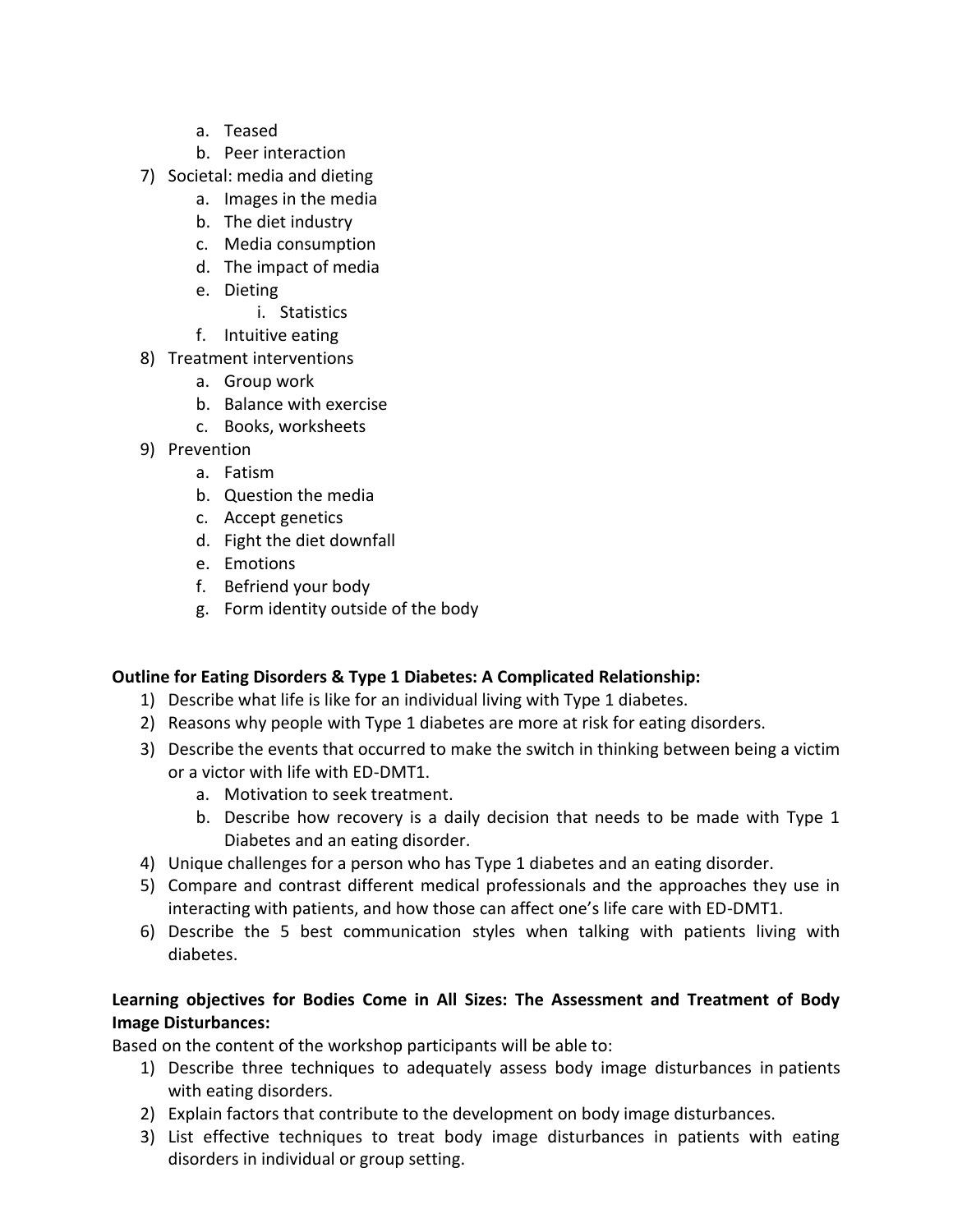a. Teased
   b. Peer interaction

7) Societal: media and dieting
   a. Images in the media
   b. The diet industry
   c. Media consumption
   d. The impact of media
   e. Dieting
      i. Statistics
   f. Intuitive eating

8) Treatment interventions
   a. Group work
   b. Balance with exercise
   c. Books, worksheets

9) Prevention
   a. Fatism
   b. Question the media
   c. Accept genetics
   d. Fight the diet downfall
   e. Emotions
   f. Befriend your body
   g. Form identity outside of the body

**Outline for Eating Disorders & Type 1 Diabetes: A Complicated Relationship:**

1) Describe what life is like for an individual living with Type 1 diabetes.
2) Reasons why people with Type 1 diabetes are more at risk for eating disorders.
3) Describe the events that occurred to make the switch in thinking between being a victim or a victor with life with ED-DMT1.
   a. Motivation to seek treatment.
   b. Describe how recovery is a daily decision that needs to be made with Type 1 Diabetes and an eating disorder.
4) Unique challenges for a person who has Type 1 diabetes and an eating disorder.
5) Compare and contrast different medical professionals and the approaches they use in interacting with patients, and how those can affect one's life care with ED-DMT1.
6) Describe the 5 best communication styles when talking with patients living with diabetes.

**Learning objectives for Bodies Come in All Sizes: The Assessment and Treatment of Body Image Disturbances:**

Based on the content of the workshop participants will be able to:

1) Describe three techniques to adequately assess body image disturbances in patients with eating disorders.
2) Explain factors that contribute to the development on body image disturbances.
3) List effective techniques to treat body image disturbances in patients with eating disorders in individual or group setting.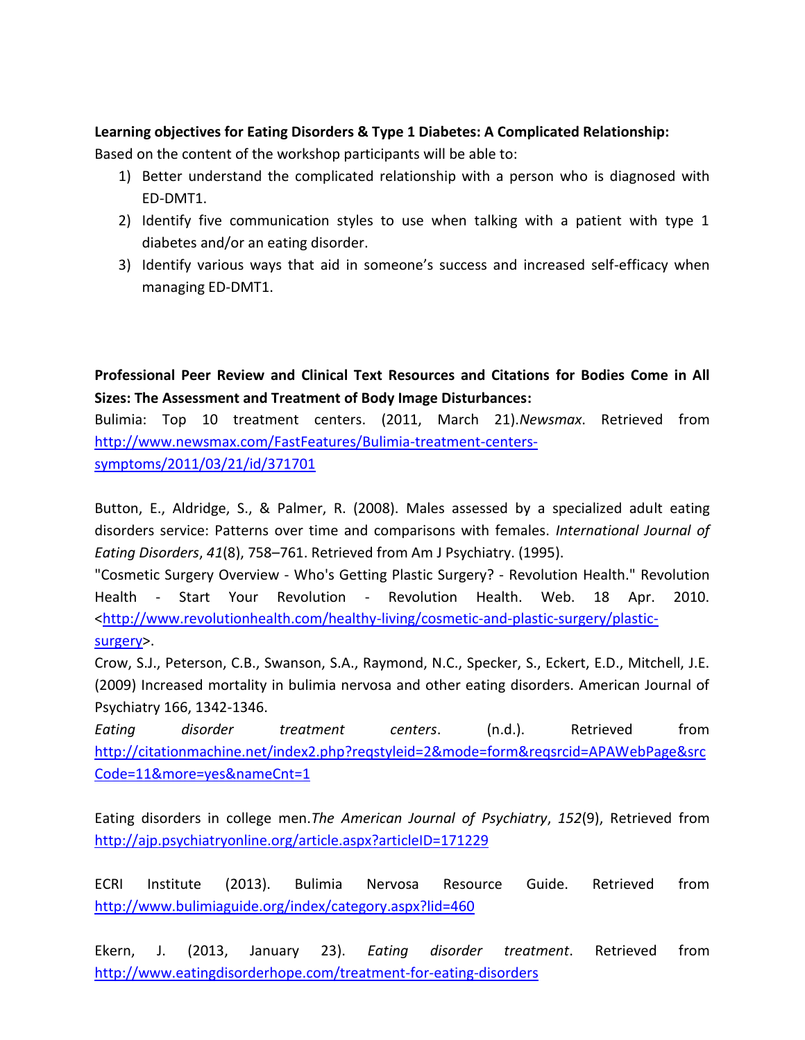**Learning objectives for Eating Disorders & Type 1 Diabetes: A Complicated Relationship:**

Based on the content of the workshop participants will be able to:

1) Better understand the complicated relationship with a person who is diagnosed with ED-DMT1.
2) Identify five communication styles to use when talking with a patient with type 1 diabetes and/or an eating disorder.
3) Identify various ways that aid in someone's success and increased self-efficacy when managing ED-DMT1.

**Professional Peer Review and Clinical Text Resources and Citations for Bodies Come in All Sizes: The Assessment and Treatment of Body Image Disturbances:**

Bulimia: Top 10 treatment centers. (2011, March 21).*Newsmax*. Retrieved from [http://www.newsmax.com/FastFeatures/Bulimia-treatment-centers-symptoms/2011/03/21/id/371701](http://www.newsmax.com/FastFeatures/Bulimia-treatment-centers-symptoms/2011/03/21/id/371701)

Button, E., Aldridge, S., & Palmer, R. (2008). Males assessed by a specialized adult eating disorders service: Patterns over time and comparisons with females. *International Journal of Eating Disorders*, *41*(8), 758–761. Retrieved from Am J Psychiatry. (1995).

"Cosmetic Surgery Overview - Who's Getting Plastic Surgery? - Revolution Health." Revolution Health - Start Your Revolution - Revolution Health. Web. 18 Apr. 2010. <[http://www.revolutionhealth.com/healthy-living/cosmetic-and-plastic-surgery/plastic-surgery](http://www.revolutionhealth.com/healthy-living/cosmetic-and-plastic-surgery/plastic-surgery)>.

Crow, S.J., Peterson, C.B., Swanson, S.A., Raymond, N.C., Specker, S., Eckert, E.D., Mitchell, J.E. (2009) Increased mortality in bulimia nervosa and other eating disorders. American Journal of Psychiatry 166, 1342-1346.

*Eating disorder treatment centers*. (n.d.). Retrieved from [http://citationmachine.net/index2.php?reqstyleid=2&mode=form&reqsrcid=APAWebPage&srcCode=11&more=yes&nameCnt=1](http://citationmachine.net/index2.php?reqstyleid=2&mode=form&reqsrcid=APAWebPage&srcCode=11&more=yes&nameCnt=1)

Eating disorders in college men.*The American Journal of Psychiatry*, *152*(9), Retrieved from [http://ajp.psychiatryonline.org/article.aspx?articleID=171229](http://ajp.psychiatryonline.org/article.aspx?articleID=171229)

ECRI Institute (2013). Bulimia Nervosa Resource Guide. Retrieved from [http://www.bulimiaguide.org/index/category.aspx?lid=460](http://www.bulimiaguide.org/index/category.aspx?lid=460)

Ekern, J. (2013, January 23). *Eating disorder treatment*. Retrieved from [http://www.eatingdisorderhope.com/treatment-for-eating-disorders](http://www.eatingdisorderhope.com/treatment-for-eating-disorders)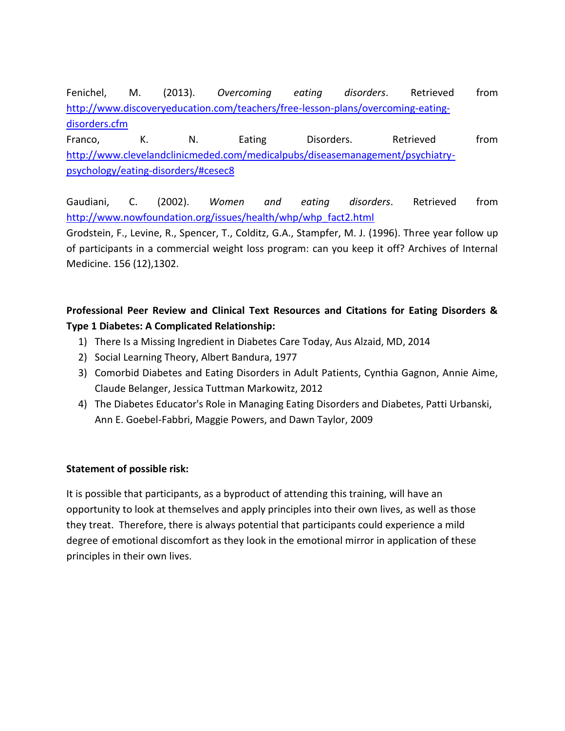Fenichel, M. (2013). *Overcoming eating disorders*. Retrieved from http://www.discoveryeducation.com/teachers/free-lesson-plans/overcoming-eating-disorders.cfm

Franco, K. N. Eating Disorders. Retrieved from http://www.clevelandclinicmeded.com/medicalpubs/diseasemanagement/psychiatry-psychology/eating-disorders/#cesec8

Gaudiani, C. (2002). *Women and eating disorders*. Retrieved from http://www.nowfoundation.org/issues/health/whp/whp_fact2.html

Grodstein, F., Levine, R., Spencer, T., Colditz, G.A., Stampfer, M. J. (1996). Three year follow up of participants in a commercial weight loss program: can you keep it off? Archives of Internal Medicine. 156 (12),1302.

**Professional Peer Review and Clinical Text Resources and Citations for Eating Disorders & Type 1 Diabetes: A Complicated Relationship:**

1) There Is a Missing Ingredient in Diabetes Care Today, Aus Alzaid, MD, 2014
2) Social Learning Theory, Albert Bandura, 1977
3) Comorbid Diabetes and Eating Disorders in Adult Patients, Cynthia Gagnon, Annie Aime, Claude Belanger, Jessica Tuttman Markowitz, 2012
4) The Diabetes Educator's Role in Managing Eating Disorders and Diabetes, Patti Urbanski, Ann E. Goebel-Fabbri, Maggie Powers, and Dawn Taylor, 2009

**Statement of possible risk:**

It is possible that participants, as a byproduct of attending this training, will have an opportunity to look at themselves and apply principles into their own lives, as well as those they treat. Therefore, there is always potential that participants could experience a mild degree of emotional discomfort as they look in the emotional mirror in application of these principles in their own lives.